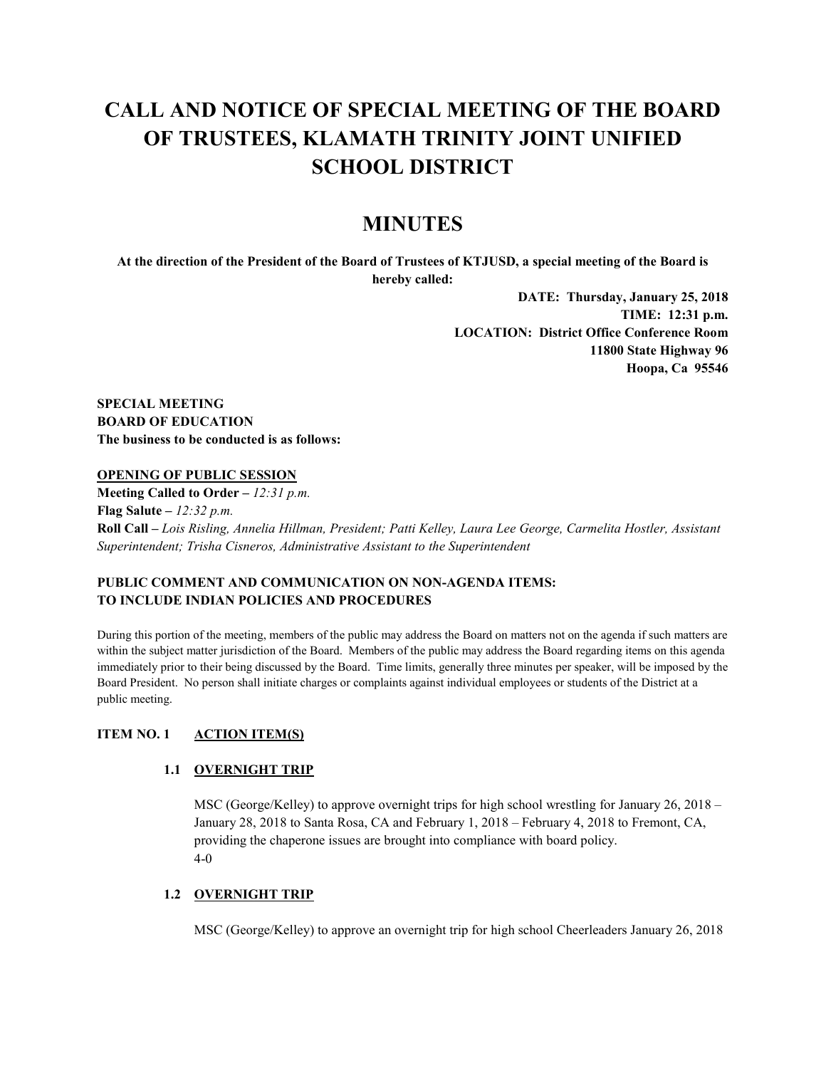# CALL AND NOTICE OF SPECIAL MEETING OF THE BOARD OF TRUSTEES, KLAMATH TRINITY JOINT UNIFIED SCHOOL DISTRICT

## MINUTES

**At the direction of the President of the Board of Trustees of KTJUSD, a special meeting of the Board is hereby called:**

**DATE: Thursday, January 25, 2018**
**TIME: 12:31 p.m.**
**LOCATION: District Office Conference Room**
**11800 State Highway 96**
**Hoopa, Ca 95546**

**SPECIAL MEETING**
**BOARD OF EDUCATION**
**The business to be conducted is as follows:**

**OPENING OF PUBLIC SESSION**

**Meeting Called to Order –** *12:31 p.m.*
**Flag Salute –** *12:32 p.m.*
**Roll Call –** *Lois Risling, Annelia Hillman, President; Patti Kelley, Laura Lee George, Carmelita Hostler, Assistant Superintendent; Trisha Cisneros, Administrative Assistant to the Superintendent*

**PUBLIC COMMENT AND COMMUNICATION ON NON-AGENDA ITEMS: TO INCLUDE INDIAN POLICIES AND PROCEDURES**

During this portion of the meeting, members of the public may address the Board on matters not on the agenda if such matters are within the subject matter jurisdiction of the Board. Members of the public may address the Board regarding items on this agenda immediately prior to their being discussed by the Board. Time limits, generally three minutes per speaker, will be imposed by the Board President. No person shall initiate charges or complaints against individual employees or students of the District at a public meeting.

**ITEM NO. 1 ACTION ITEM(S)**

**1.1 OVERNIGHT TRIP**

MSC (George/Kelley) to approve overnight trips for high school wrestling for January 26, 2018 – January 28, 2018 to Santa Rosa, CA and February 1, 2018 – February 4, 2018 to Fremont, CA, providing the chaperone issues are brought into compliance with board policy.
4-0

**1.2 OVERNIGHT TRIP**

MSC (George/Kelley) to approve an overnight trip for high school Cheerleaders January 26, 2018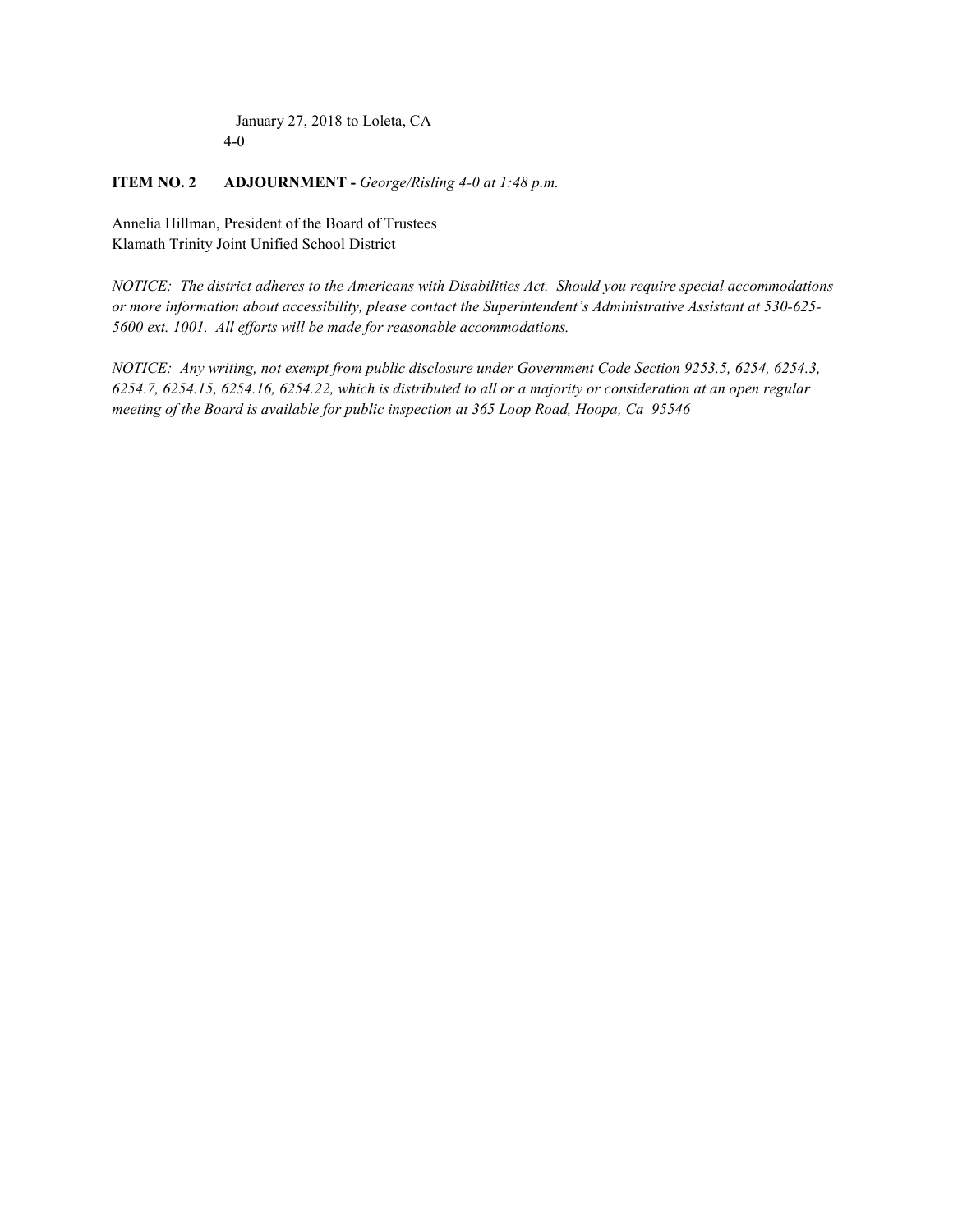– January 27, 2018 to Loleta, CA
4-0

**ITEM NO. 2 ADJOURNMENT -** *George/Risling 4-0 at 1:48 p.m.*

Annelia Hillman, President of the Board of Trustees
Klamath Trinity Joint Unified School District

*NOTICE: The district adheres to the Americans with Disabilities Act. Should you require special accommodations or more information about accessibility, please contact the Superintendent's Administrative Assistant at 530-625-5600 ext. 1001. All efforts will be made for reasonable accommodations.*

*NOTICE: Any writing, not exempt from public disclosure under Government Code Section 9253.5, 6254, 6254.3, 6254.7, 6254.15, 6254.16, 6254.22, which is distributed to all or a majority or consideration at an open regular meeting of the Board is available for public inspection at 365 Loop Road, Hoopa, Ca 95546*